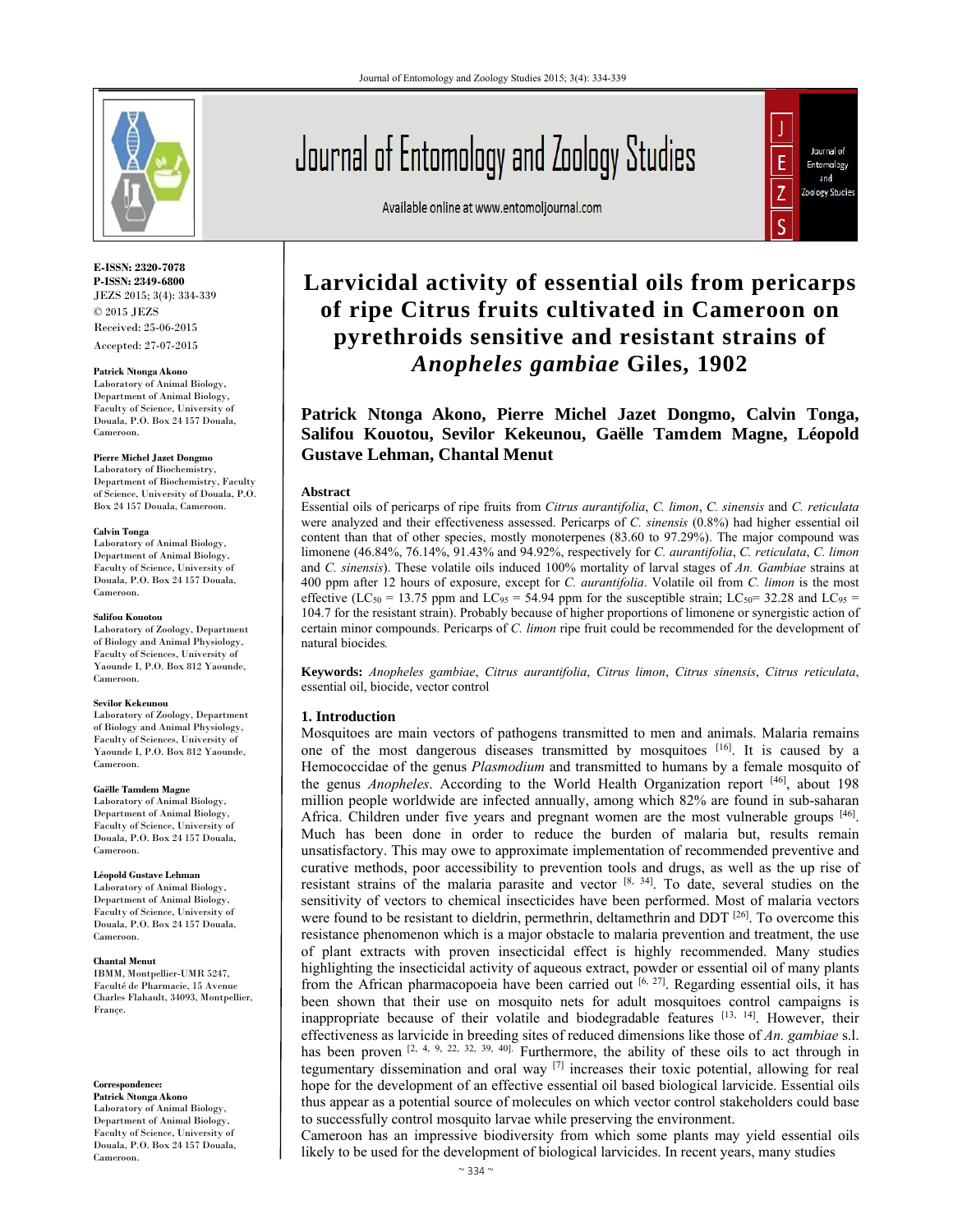E-ISSN: 2320-7078
P-ISSN: 2349-6800
JEZS 2015; 3(4): 334-339
© 2015 JEZS
Received: 25-06-2015
Accepted: 27-07-2015

**Patrick Ntonga Akono**
Laboratory of Animal Biology, Department of Animal Biology, Faculty of Science, University of Douala, P.O. Box 24 157 Douala, Cameroon.

**Pierre Michel Jazet Dongmo**
Laboratory of Biochemistry, Department of Biochemistry, Faculty of Science, University of Douala, P.O. Box 24 157 Douala, Cameroon.

**Calvin Tonga**
Laboratory of Animal Biology, Department of Animal Biology, Faculty of Science, University of Douala, P.O. Box 24 157 Douala, Cameroon.

**Salifou Kouotou**
Laboratory of Zoology, Department of Biology and Animal Physiology, Faculty of Sciences, University of Yaounde I, P.O. Box 812 Yaounde, Cameroon.

**Sevilor Kekeunou**
Laboratory of Zoology, Department of Biology and Animal Physiology, Faculty of Sciences, University of Yaounde I, P.O. Box 812 Yaounde, Cameroon.

**Gaëlle Tamdem Magne**
Laboratory of Animal Biology, Department of Animal Biology, Faculty of Science, University of Douala, P.O. Box 24 157 Douala, Cameroon.

**Léopold Gustave Lehman**
Laboratory of Animal Biology, Department of Animal Biology, Faculty of Science, University of Douala, P.O. Box 24 157 Douala, Cameroon.

**Chantal Menut**
IBMM, Montpellier-UMR 5247, Faculté de Pharmacie, 15 Avenue Charles Flahault, 34093, Montpellier, France.

**Correspondence:**
**Patrick Ntonga Akono**
Laboratory of Animal Biology, Department of Animal Biology, Faculty of Science, University of Douala, P.O. Box 24 157 Douala, Cameroon.

# Larvicidal activity of essential oils from pericarps of ripe Citrus fruits cultivated in Cameroon on pyrethroids sensitive and resistant strains of *Anopheles gambiae* Giles, 1902

**Patrick Ntonga Akono, Pierre Michel Jazet Dongmo, Calvin Tonga, Salifou Kouotou, Sevilor Kekeunou, Gaëlle Tamdem Magne, Léopold Gustave Lehman, Chantal Menut**

## Abstract

Essential oils of pericarps of ripe fruits from *Citrus aurantifolia*, *C. limon*, *C. sinensis* and *C. reticulata* were analyzed and their effectiveness assessed. Pericarps of *C. sinensis* (0.8%) had higher essential oil content than that of other species, mostly monoterpenes (83.60 to 97.29%). The major compound was limonene (46.84%, 76.14%, 91.43% and 94.92%, respectively for *C. aurantifolia*, *C. reticulata*, *C. limon* and *C. sinensis*). These volatile oils induced 100% mortality of larval stages of *An. Gambiae* strains at 400 ppm after 12 hours of exposure, except for *C. aurantifolia*. Volatile oil from *C. limon* is the most effective ($LC_{50}$ = 13.75 ppm and $LC_{95}$ = 54.94 ppm for the susceptible strain; $LC_{50}$= 32.28 and $LC_{95}$ = 104.7 for the resistant strain). Probably because of higher proportions of limonene or synergistic action of certain minor compounds. Pericarps of *C. limon* ripe fruit could be recommended for the development of natural biocides.

**Keywords:** *Anopheles gambiae*, *Citrus aurantifolia*, *Citrus limon*, *Citrus sinensis*, *Citrus reticulata*, essential oil, biocide, vector control

## 1. Introduction

Mosquitoes are main vectors of pathogens transmitted to men and animals. Malaria remains one of the most dangerous diseases transmitted by mosquitoes [16]. It is caused by a Hemococcidae of the genus *Plasmodium* and transmitted to humans by a female mosquito of the genus *Anopheles*. According to the World Health Organization report [46], about 198 million people worldwide are infected annually, among which 82% are found in sub-saharan Africa. Children under five years and pregnant women are the most vulnerable groups [46]. Much has been done in order to reduce the burden of malaria but, results remain unsatisfactory. This may owe to approximate implementation of recommended preventive and curative methods, poor accessibility to prevention tools and drugs, as well as the up rise of resistant strains of the malaria parasite and vector [8, 34]. To date, several studies on the sensitivity of vectors to chemical insecticides have been performed. Most of malaria vectors were found to be resistant to dieldrin, permethrin, deltamethrin and DDT [26]. To overcome this resistance phenomenon which is a major obstacle to malaria prevention and treatment, the use of plant extracts with proven insecticidal effect is highly recommended. Many studies highlighting the insecticidal activity of aqueous extract, powder or essential oil of many plants from the African pharmacopoeia have been carried out [6, 27]. Regarding essential oils, it has been shown that their use on mosquito nets for adult mosquitoes control campaigns is inappropriate because of their volatile and biodegradable features [13, 14]. However, their effectiveness as larvicide in breeding sites of reduced dimensions like those of *An. gambiae* s.l. has been proven [2, 4, 9, 22, 32, 39, 40]. Furthermore, the ability of these oils to act through in tegumentary dissemination and oral way [7] increases their toxic potential, allowing for real hope for the development of an effective essential oil based biological larvicide. Essential oils thus appear as a potential source of molecules on which vector control stakeholders could base to successfully control mosquito larvae while preserving the environment.

Cameroon has an impressive biodiversity from which some plants may yield essential oils likely to be used for the development of biological larvicides. In recent years, many studies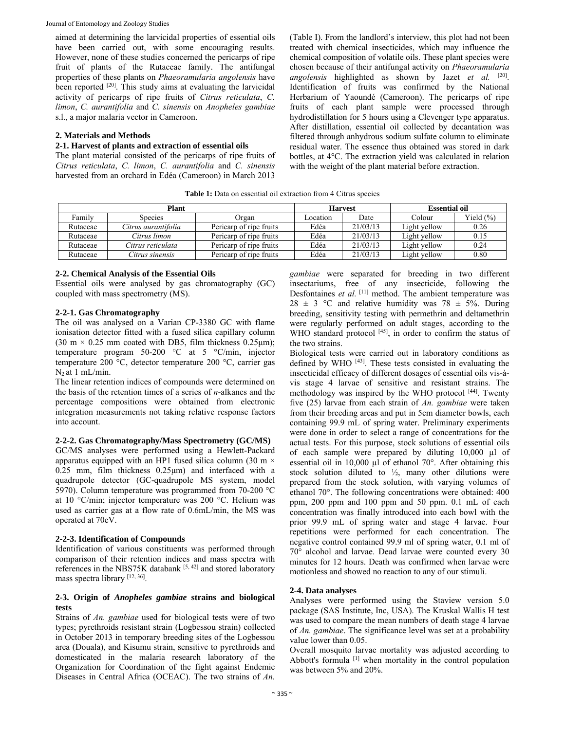aimed at determining the larvicidal properties of essential oils have been carried out, with some encouraging results. However, none of these studies concerned the pericarps of ripe fruit of plants of the Rutaceae family. The antifungal properties of these plants on *Phaeoramularia angolensis* have been reported [20]. This study aims at evaluating the larvicidal activity of pericarps of ripe fruits of *Citrus reticulata*, *C. limon*, *C. aurantifolia* and *C. sinensis* on *Anopheles gambiae* s.l., a major malaria vector in Cameroon.

## 2. Materials and Methods

### 2-1. Harvest of plants and extraction of essential oils

The plant material consisted of the pericarps of ripe fruits of *Citrus reticulata*, *C. limon*, *C. aurantifolia* and *C. sinensis* harvested from an orchard in Edéa (Cameroon) in March 2013 (Table I). From the landlord's interview, this plot had not been treated with chemical insecticides, which may influence the chemical composition of volatile oils. These plant species were chosen because of their antifungal activity on *Phaeoramularia angolensis* highlighted as shown by Jazet *et al.* [20]. Identification of fruits was confirmed by the National Herbarium of Yaoundé (Cameroon). The pericarps of ripe fruits of each plant sample were processed through hydrodistillation for 5 hours using a Clevenger type apparatus. After distillation, essential oil collected by decantation was filtered through anhydrous sodium sulfate column to eliminate residual water. The essence thus obtained was stored in dark bottles, at 4°C. The extraction yield was calculated in relation with the weight of the plant material before extraction.

**Table 1:** Data on essential oil extraction from 4 Citrus species

| Plant | | | Harvest | | Essential oil | |
|---|---|---|---|---|---|---|
| Family | Species | Organ | Location | Date | Colour | Yield (%) |
| Rutaceae | *Citrus aurantifolia* | Pericarp of ripe fruits | Edéa | 21/03/13 | Light yellow | 0.26 |
| Rutaceae | *Citrus limon* | Pericarp of ripe fruits | Edéa | 21/03/13 | Light yellow | 0.15 |
| Rutaceae | *Citrus reticulata* | Pericarp of ripe fruits | Edéa | 21/03/13 | Light yellow | 0.24 |
| Rutaceae | *Citrus sinensis* | Pericarp of ripe fruits | Edéa | 21/03/13 | Light yellow | 0.80 |

### 2-2. Chemical Analysis of the Essential Oils

Essential oils were analysed by gas chromatography (GC) coupled with mass spectrometry (MS).

#### 2-2-1. Gas Chromatography

The oil was analysed on a Varian CP-3380 GC with flame ionisation detector fitted with a fused silica capillary column (30 m × 0.25 mm coated with DB5, film thickness 0.25µm); temperature program 50-200 °C at 5 °C/min, injector temperature 200 °C, detector temperature 200 °C, carrier gas $N_2$ at 1 mL/min.

The linear retention indices of compounds were determined on the basis of the retention times of a series of *n*-alkanes and the percentage compositions were obtained from electronic integration measurements not taking relative response factors into account.

#### 2-2-2. Gas Chromatography/Mass Spectrometry (GC/MS)

GC/MS analyses were performed using a Hewlett-Packard apparatus equipped with an HP1 fused silica column (30 m × 0.25 mm, film thickness 0.25µm) and interfaced with a quadrupole detector (GC-quadrupole MS system, model 5970). Column temperature was programmed from 70-200 °C at 10 °C/min; injector temperature was 200 °C. Helium was used as carrier gas at a flow rate of 0.6mL/min, the MS was operated at 70eV.

#### 2-2-3. Identification of Compounds

Identification of various constituents was performed through comparison of their retention indices and mass spectra with references in the NBS75K databank [5, 42] and stored laboratory mass spectra library [12, 36].

### 2-3. Origin of *Anopheles gambiae* strains and biological tests

Strains of *An. gambiae* used for biological tests were of two types; pyrethroids resistant strain (Logbessou strain) collected in October 2013 in temporary breeding sites of the Logbessou area (Douala), and Kisumu strain, sensitive to pyrethroids and domesticated in the malaria research laboratory of the Organization for Coordination of the fight against Endemic Diseases in Central Africa (OCEAC). The two strains of *An. gambiae* were separated for breeding in two different insectariums, free of any insecticide, following the Desfontaines *et al.* [11] method. The ambient temperature was 28 ± 3 °C and relative humidity was 78 ± 5%. During breeding, sensitivity testing with permethrin and deltamethrin were regularly performed on adult stages, according to the WHO standard protocol [45], in order to confirm the status of the two strains.

Biological tests were carried out in laboratory conditions as defined by WHO [43]. These tests consisted in evaluating the insecticidal efficacy of different dosages of essential oils vis-à-vis stage 4 larvae of sensitive and resistant strains. The methodology was inspired by the WHO protocol [44]. Twenty five (25) larvae from each strain of *An. gambiae* were taken from their breeding areas and put in 5cm diameter bowls, each containing 99.9 mL of spring water. Preliminary experiments were done in order to select a range of concentrations for the actual tests. For this purpose, stock solutions of essential oils of each sample were prepared by diluting 10,000 µl of essential oil in 10,000 µl of ethanol 70°. After obtaining this stock solution diluted to ½, many other dilutions were prepared from the stock solution, with varying volumes of ethanol 70°. The following concentrations were obtained: 400 ppm, 200 ppm and 100 ppm and 50 ppm. 0.1 mL of each concentration was finally introduced into each bowl with the prior 99.9 mL of spring water and stage 4 larvae. Four repetitions were performed for each concentration. The negative control contained 99.9 ml of spring water, 0.1 ml of 70° alcohol and larvae. Dead larvae were counted every 30 minutes for 12 hours. Death was confirmed when larvae were motionless and showed no reaction to any of our stimuli.

### 2-4. Data analyses

Analyses were performed using the Staview version 5.0 package (SAS Institute, Inc, USA). The Kruskal Wallis H test was used to compare the mean numbers of death stage 4 larvae of *An. gambiae*. The significance level was set at a probability value lower than 0.05.

Overall mosquito larvae mortality was adjusted according to Abbott's formula [1] when mortality in the control population was between 5% and 20%.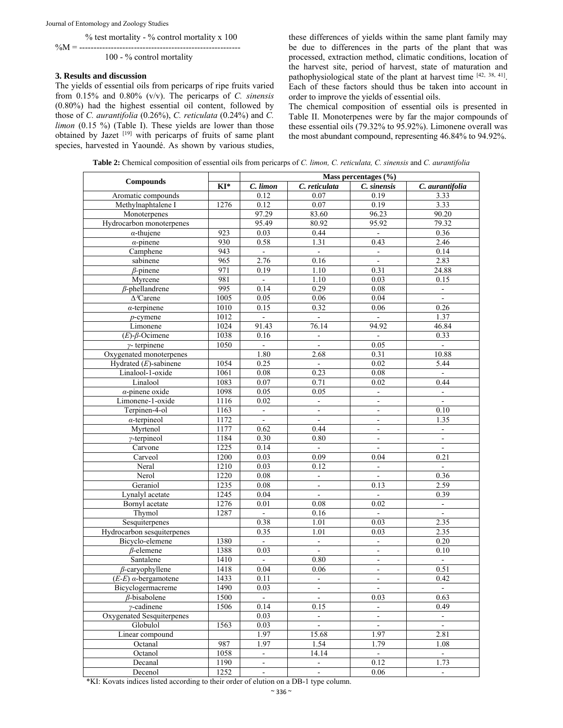$$\%M = \frac{\%\text{ test mortality} - \%\text{ control mortality} \times 100}{100 - \%\text{ control mortality}}$$

### 3. Results and discussion

The yields of essential oils from pericarps of ripe fruits varied from 0.15% and 0.80% (v/v). The pericarps of *C. sinensis* (0.80%) had the highest essential oil content, followed by those of *C. aurantifolia* (0.26%), *C. reticulata* (0.24%) and *C. limon* (0.15 %) (Table I). These yields are lower than those obtained by Jazet [19] with pericarps of fruits of same plant species, harvested in Yaoundé. As shown by various studies, these differences of yields within the same plant family may be due to differences in the parts of the plant that was processed, extraction method, climatic conditions, location of the harvest site, period of harvest, state of maturation and pathophysiological state of the plant at harvest time [42, 38, 41]. Each of these factors should thus be taken into account in order to improve the yields of essential oils.

The chemical composition of essential oils is presented in Table II. Monoterpenes were by far the major compounds of these essential oils (79.32% to 95.92%). Limonene overall was the most abundant compound, representing 46.84% to 94.92%.

**Table 2:** Chemical composition of essential oils from pericarps of *C. limon, C. reticulata, C. sinensis* and *C. aurantifolia*

| Compounds | | Mass percentages (%) | | | |
|---|---|---|---|---|---|
| | KI* | *C. limon* | *C. reticulata* | *C. sinensis* | *C. aurantifolia* |
| Aromatic compounds | | 0.12 | 0.07 | 0.19 | 3.33 |
| Methylnaphtalene I | 1276 | 0.12 | 0.07 | 0.19 | 3.33 |
| Monoterpenes | | 97.29 | 83.60 | 96.23 | 90.20 |
| Hydrocarbon monoterpenes | | 95.49 | 80.92 | 95.92 | 79.32 |
| *α*-thujene | 923 | 0.03 | 0.44 | - | 0.36 |
| *α*-pinene | 930 | 0.58 | 1.31 | 0.43 | 2.46 |
| Camphene | 943 | - | - | - | 0.14 |
| sabinene | 965 | 2.76 | 0.16 | - | 2.83 |
| *β*-pinene | 971 | 0.19 | 1.10 | 0.31 | 24.88 |
| Myrcene | 981 | - | 1.10 | 0.03 | 0.15 |
| *β*-phellandrene | 995 | 0.14 | 0.29 | 0.08 | - |
| $\Delta^3$Carene | 1005 | 0.05 | 0.06 | 0.04 | - |
| *α*-terpinene | 1010 | 0.15 | 0.32 | 0.06 | 0.26 |
| *p*-cymene | 1012 | - | - | - | 1.37 |
| Limonene | 1024 | 91.43 | 76.14 | 94.92 | 46.84 |
| (*E*)-*β*-Ocimene | 1038 | 0.16 | - | - | 0.33 |
| *γ*- terpinene | 1050 | - | - | 0.05 | - |
| Oxygenated monoterpenes | | 1.80 | 2.68 | 0.31 | 10.88 |
| Hydrated (*E*)-sabinene | 1054 | 0.25 | - | 0.02 | 5.44 |
| Linalool-1-oxide | 1061 | 0.08 | 0.23 | 0.08 | - |
| Linalool | 1083 | 0.07 | 0.71 | 0.02 | 0.44 |
| *α*-pinene oxide | 1098 | 0.05 | 0.05 | - | - |
| Limonene-1-oxide | 1116 | 0.02 | - | - | - |
| Terpinen-4-ol | 1163 | - | - | - | 0.10 |
| *α*-terpineol | 1172 | - | - | - | 1.35 |
| Myrtenol | 1177 | 0.62 | 0.44 | - | - |
| *γ*-terpineol | 1184 | 0.30 | 0.80 | - | - |
| Carvone | 1225 | 0.14 | - | - | - |
| Carveol | 1200 | 0.03 | 0.09 | 0.04 | 0.21 |
| Neral | 1210 | 0.03 | 0.12 | - | - |
| Nerol | 1220 | 0.08 | - | - | 0.36 |
| Geraniol | 1235 | 0.08 | - | 0.13 | 2.59 |
| Lynalyl acetate | 1245 | 0.04 | - | - | 0.39 |
| Bornyl acetate | 1276 | 0.01 | 0.08 | 0.02 | - |
| Thymol | 1287 | - | 0.16 | - | - |
| Sesquiterpenes | | 0.38 | 1.01 | 0.03 | 2.35 |
| Hydrocarbon sesquiterpenes | | 0.35 | 1.01 | 0.03 | 2.35 |
| Bicyclo-elemene | 1380 | - | - | - | 0.20 |
| *β*-elemene | 1388 | 0.03 | - | - | 0.10 |
| Santalene | 1410 | - | 0.80 | - | - |
| *β*-caryophyllene | 1418 | 0.04 | 0.06 | - | 0.51 |
| (*E-E*) *α*-bergamotene | 1433 | 0.11 | - | - | 0.42 |
| Bicyclogermacreme | 1490 | 0.03 | - | - | - |
| *β*-bisabolene | 1500 | - | - | 0.03 | 0.63 |
| *γ*-cadinene | 1506 | 0.14 | 0.15 | - | 0.49 |
| Oxygenated Sesquiterpenes | | 0.03 | - | - | - |
| Globulol | 1563 | 0.03 | - | - | - |
| Linear compound | | 1.97 | 15.68 | 1.97 | 2.81 |
| Octanal | 987 | 1.97 | 1.54 | 1.79 | 1.08 |
| Octanol | 1058 | - | 14.14 | - | - |
| Decanal | 1190 | - | - | 0.12 | 1.73 |
| Decenol | 1252 | - | - | 0.06 | - |

*KI: Kovats indices listed according to their order of elution on a DB-1 type column.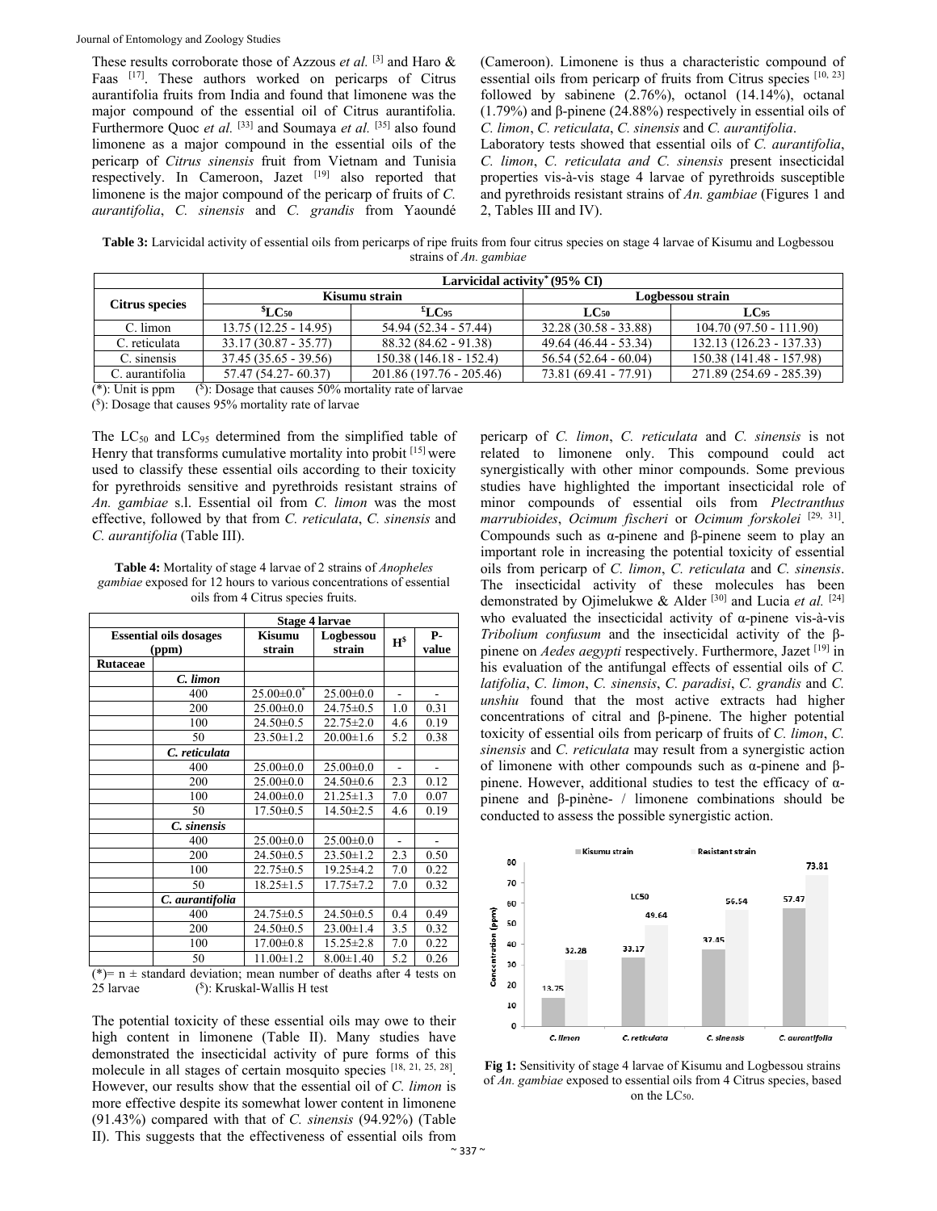These results corroborate those of Azzous *et al.* [3] and Haro & Faas [17]. These authors worked on pericarps of Citrus aurantifolia fruits from India and found that limonene was the major compound of the essential oil of Citrus aurantifolia. Furthermore Quoc *et al.* [33] and Soumaya *et al.* [35] also found limonene as a major compound in the essential oils of the pericarp of *Citrus sinensis* fruit from Vietnam and Tunisia respectively. In Cameroon, Jazet [19] also reported that limonene is the major compound of the pericarp of fruits of *C. aurantifolia*, *C. sinensis* and *C. grandis* from Yaoundé (Cameroon). Limonene is thus a characteristic compound of essential oils from pericarp of fruits from Citrus species [10, 23] followed by sabinene (2.76%), octanol (14.14%), octanal (1.79%) and β-pinene (24.88%) respectively in essential oils of *C. limon*, *C. reticulata*, *C. sinensis* and *C. aurantifolia*.

Laboratory tests showed that essential oils of *C. aurantifolia*, *C. limon*, *C. reticulata and C. sinensis* present insecticidal properties vis-à-vis stage 4 larvae of pyrethroids susceptible and pyrethroids resistant strains of *An. gambiae* (Figures 1 and 2, Tables III and IV).

**Table 3:** Larvicidal activity of essential oils from pericarps of ripe fruits from four citrus species on stage 4 larvae of Kisumu and Logbessou strains of *An. gambiae*

| Citrus species | Larvicidal activity* (95% CI) | | | |
|---|---|---|---|---|
| | Kisumu strain | | Logbessou strain | |
| | $^{\$}LC_{50}$ | $^{£}LC_{95}$ | $LC_{50}$ | $LC_{95}$ |
| C. limon | 13.75 (12.25 - 14.95) | 54.94 (52.34 - 57.44) | 32.28 (30.58 - 33.88) | 104.70 (97.50 - 111.90) |
| C. reticulata | 33.17 (30.87 - 35.77) | 88.32 (84.62 - 91.38) | 49.64 (46.44 - 53.34) | 132.13 (126.23 - 137.33) |
| C. sinensis | 37.45 (35.65 - 39.56) | 150.38 (146.18 - 152.4) | 56.54 (52.64 - 60.04) | 150.38 (141.48 - 157.98) |
| C. aurantifolia | 57.47 (54.27- 60.37) | 201.86 (197.76 - 205.46) | 73.81 (69.41 - 77.91) | 271.89 (254.69 - 285.39) |

(*): Unit is ppm ($): Dosage that causes 50% mortality rate of larvae
($): Dosage that causes 95% mortality rate of larvae

The $LC_{50}$ and $LC_{95}$ determined from the simplified table of Henry that transforms cumulative mortality into probit [15] were used to classify these essential oils according to their toxicity for pyrethroids sensitive and pyrethroids resistant strains of *An. gambiae* s.l. Essential oil from *C. limon* was the most effective, followed by that from *C. reticulata*, *C. sinensis* and *C. aurantifolia* (Table III).

**Table 4:** Mortality of stage 4 larvae of 2 strains of *Anopheles gambiae* exposed for 12 hours to various concentrations of essential oils from 4 Citrus species fruits.

| Essential oils dosages (ppm) | | Stage 4 larvae | | | |
|---|---|---|---|---|---|
| | | Kisumu strain | Logbessou strain | $H^{\$}$ | P-value |
| Rutaceae | | | | | |
| | *C. limon* | | | | |
| | 400 | 25.00±0.0* | 25.00±0.0 | - | - |
| | 200 | 25.00±0.0 | 24.75±0.5 | 1.0 | 0.31 |
| | 100 | 24.50±0.5 | 22.75±2.0 | 4.6 | 0.19 |
| | 50 | 23.50±1.2 | 20.00±1.6 | 5.2 | 0.38 |
| | *C. reticulata* | | | | |
| | 400 | 25.00±0.0 | 25.00±0.0 | - | - |
| | 200 | 25.00±0.0 | 24.50±0.6 | 2.3 | 0.12 |
| | 100 | 24.00±0.0 | 21.25±1.3 | 7.0 | 0.07 |
| | 50 | 17.50±0.5 | 14.50±2.5 | 4.6 | 0.19 |
| | *C. sinensis* | | | | |
| | 400 | 25.00±0.0 | 25.00±0.0 | - | - |
| | 200 | 24.50±0.5 | 23.50±1.2 | 2.3 | 0.50 |
| | 100 | 22.75±0.5 | 19.25±4.2 | 7.0 | 0.22 |
| | 50 | 18.25±1.5 | 17.75±7.2 | 7.0 | 0.32 |
| | *C. aurantifolia* | | | | |
| | 400 | 24.75±0.5 | 24.50±0.5 | 0.4 | 0.49 |
| | 200 | 24.50±0.5 | 23.00±1.4 | 3.5 | 0.32 |
| | 100 | 17.00±0.8 | 15.25±2.8 | 7.0 | 0.22 |
| | 50 | 11.00±1.2 | 8.00±1.40 | 5.2 | 0.26 |

(*)= n ± standard deviation; mean number of deaths after 4 tests on 25 larvae ($): Kruskal-Wallis H test

The potential toxicity of these essential oils may owe to their high content in limonene (Table II). Many studies have demonstrated the insecticidal activity of pure forms of this molecule in all stages of certain mosquito species [18, 21, 25, 28]. However, our results show that the essential oil of *C. limon* is more effective despite its somewhat lower content in limonene (91.43%) compared with that of *C. sinensis* (94.92%) (Table II). This suggests that the effectiveness of essential oils from pericarp of *C. limon*, *C. reticulata* and *C. sinensis* is not related to limonene only. This compound could act synergistically with other minor compounds. Some previous studies have highlighted the important insecticidal role of minor compounds of essential oils from *Plectranthus marrubioides*, *Ocimum fischeri* or *Ocimum forskolei* [29, 31]. Compounds such as α-pinene and β-pinene seem to play an important role in increasing the potential toxicity of essential oils from pericarp of *C. limon*, *C. reticulata* and *C. sinensis*. The insecticidal activity of these molecules has been demonstrated by Ojimelukwe & Alder [30] and Lucia *et al.* [24] who evaluated the insecticidal activity of α-pinene vis-à-vis *Tribolium confusum* and the insecticidal activity of the β-pinene on *Aedes aegypti* respectively. Furthermore, Jazet [19] in his evaluation of the antifungal effects of essential oils of *C. latifolia*, *C. limon*, *C. sinensis*, *C. paradisi*, *C. grandis* and *C. unshiu* found that the most active extracts had higher concentrations of citral and β-pinene. The higher potential toxicity of essential oils from pericarp of fruits of *C. limon*, *C. sinensis* and *C. reticulata* may result from a synergistic action of limonene with other compounds such as α-pinene and β-pinene. However, additional studies to test the efficacy of α-pinene and β-pinène- / limonene combinations should be conducted to assess the possible synergistic action.

**Fig 1:** Sensitivity of stage 4 larvae of Kisumu and Logbessou strains of *An. gambiae* exposed to essential oils from 4 Citrus species, based on the $LC_{50}$.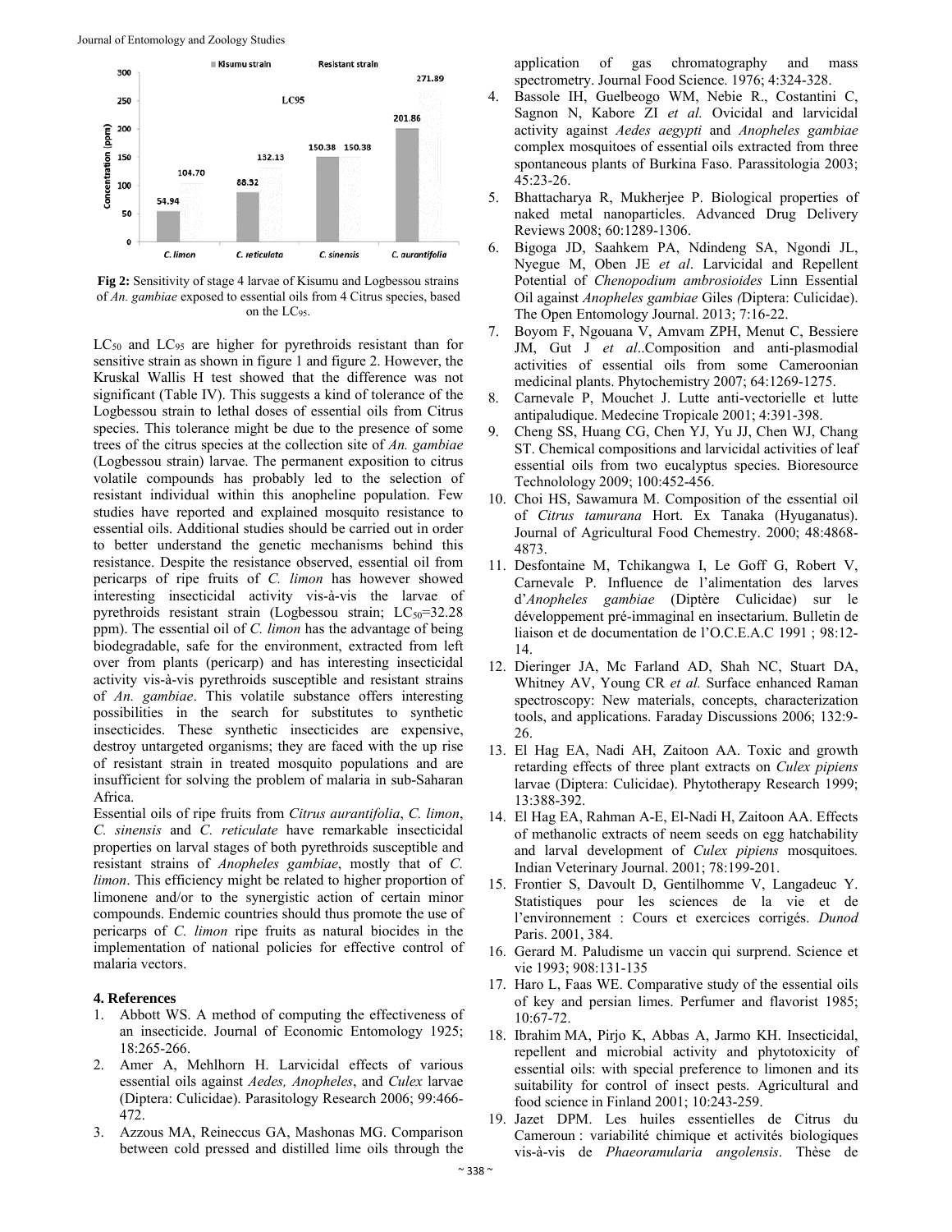Fig 2: Sensitivity of stage 4 larvae of Kisumu and Logbessou strains of *An. gambiae* exposed to essential oils from 4 Citrus species, based on the $LC_{95}$.

$LC_{50}$ and $LC_{95}$ are higher for pyrethroids resistant than for sensitive strain as shown in figure 1 and figure 2. However, the Kruskal Wallis H test showed that the difference was not significant (Table IV). This suggests a kind of tolerance of the Logbessou strain to lethal doses of essential oils from Citrus species. This tolerance might be due to the presence of some trees of the citrus species at the collection site of *An. gambiae* (Logbessou strain) larvae. The permanent exposition to citrus volatile compounds has probably led to the selection of resistant individual within this anopheline population. Few studies have reported and explained mosquito resistance to essential oils. Additional studies should be carried out in order to better understand the genetic mechanisms behind this resistance. Despite the resistance observed, essential oil from pericarps of ripe fruits of *C. limon* has however showed interesting insecticidal activity vis-à-vis the larvae of pyrethroids resistant strain (Logbessou strain; $LC_{50}$=32.28 ppm). The essential oil of *C. limon* has the advantage of being biodegradable, safe for the environment, extracted from left over from plants (pericarp) and has interesting insecticidal activity vis-à-vis pyrethroids susceptible and resistant strains of *An. gambiae*. This volatile substance offers interesting possibilities in the search for substitutes to synthetic insecticides. These synthetic insecticides are expensive, destroy untargeted organisms; they are faced with the up rise of resistant strain in treated mosquito populations and are insufficient for solving the problem of malaria in sub-Saharan Africa.

Essential oils of ripe fruits from *Citrus aurantifolia*, *C. limon*, *C. sinensis* and *C. reticulate* have remarkable insecticidal properties on larval stages of both pyrethroids susceptible and resistant strains of *Anopheles gambiae*, mostly that of *C. limon*. This efficiency might be related to higher proportion of limonene and/or to the synergistic action of certain minor compounds. Endemic countries should thus promote the use of pericarps of *C. limon* ripe fruits as natural biocides in the implementation of national policies for effective control of malaria vectors.

## 4. References

1. Abbott WS. A method of computing the effectiveness of an insecticide. Journal of Economic Entomology 1925; 18:265-266.
2. Amer A, Mehlhorn H. Larvicidal effects of various essential oils against *Aedes, Anopheles*, and *Culex* larvae (Diptera: Culicidae). Parasitology Research 2006; 99:466-472.
3. Azzous MA, Reineccus GA, Mashonas MG. Comparison between cold pressed and distilled lime oils through the application of gas chromatography and mass spectrometry. Journal Food Science. 1976; 4:324-328.
4. Bassole IH, Guelbeogo WM, Nebie R., Costantini C, Sagnon N, Kabore ZI *et al.* Ovicidal and larvicidal activity against *Aedes aegypti* and *Anopheles gambiae* complex mosquitoes of essential oils extracted from three spontaneous plants of Burkina Faso. Parassitologia 2003; 45:23-26.
5. Bhattacharya R, Mukherjee P. Biological properties of naked metal nanoparticles. Advanced Drug Delivery Reviews 2008; 60:1289-1306.
6. Bigoga JD, Saahkem PA, Ndindeng SA, Ngondi JL, Nyegue M, Oben JE *et al*. Larvicidal and Repellent Potential of *Chenopodium ambrosioides* Linn Essential Oil against *Anopheles gambiae* Giles *(*Diptera: Culicidae). The Open Entomology Journal. 2013; 7:16-22.
7. Boyom F, Ngouana V, Amvam ZPH, Menut C, Bessiere JM, Gut J *et al*..Composition and anti-plasmodial activities of essential oils from some Cameroonian medicinal plants. Phytochemistry 2007; 64:1269-1275.
8. Carnevale P, Mouchet J. Lutte anti-vectorielle et lutte antipaludique. Medecine Tropicale 2001; 4:391-398.
9. Cheng SS, Huang CG, Chen YJ, Yu JJ, Chen WJ, Chang ST. Chemical compositions and larvicidal activities of leaf essential oils from two eucalyptus species. Bioresource Technolology 2009; 100:452-456.
10. Choi HS, Sawamura M. Composition of the essential oil of *Citrus tamurana* Hort. Ex Tanaka (Hyuganatus). Journal of Agricultural Food Chemestry. 2000; 48:4868-4873.
11. Desfontaine M, Tchikangwa I, Le Goff G, Robert V, Carnevale P. Influence de l'alimentation des larves d'*Anopheles gambiae* (Diptère Culicidae) sur le développement pré-immaginal en insectarium. Bulletin de liaison et de documentation de l'O.C.E.A.C 1991 ; 98:12-14.
12. Dieringer JA, Mc Farland AD, Shah NC, Stuart DA, Whitney AV, Young CR *et al.* Surface enhanced Raman spectroscopy: New materials, concepts, characterization tools, and applications. Faraday Discussions 2006; 132:9-26.
13. El Hag EA, Nadi AH, Zaitoon AA. Toxic and growth retarding effects of three plant extracts on *Culex pipiens* larvae (Diptera: Culicidae). Phytotherapy Research 1999; 13:388-392.
14. El Hag EA, Rahman A-E, El-Nadi H, Zaitoon AA. Effects of methanolic extracts of neem seeds on egg hatchability and larval development of *Culex pipiens* mosquitoes*.* Indian Veterinary Journal. 2001; 78:199-201.
15. Frontier S, Davoult D, Gentilhomme V, Langadeuc Y. Statistiques pour les sciences de la vie et de l'environnement : Cours et exercices corrigés. *Dunod* Paris. 2001, 384.
16. Gerard M. Paludisme un vaccin qui surprend. Science et vie 1993; 908:131-135
17. Haro L, Faas WE. Comparative study of the essential oils of key and persian limes. Perfumer and flavorist 1985; 10:67-72.
18. Ibrahim MA, Pirjo K, Abbas A, Jarmo KH. Insecticidal, repellent and microbial activity and phytotoxicity of essential oils: with special preference to limonen and its suitability for control of insect pests. Agricultural and food science in Finland 2001; 10:243-259.
19. Jazet DPM. Les huiles essentielles de Citrus du Cameroun : variabilité chimique et activités biologiques vis-à-vis de *Phaeoramularia angolensis*. Thèse de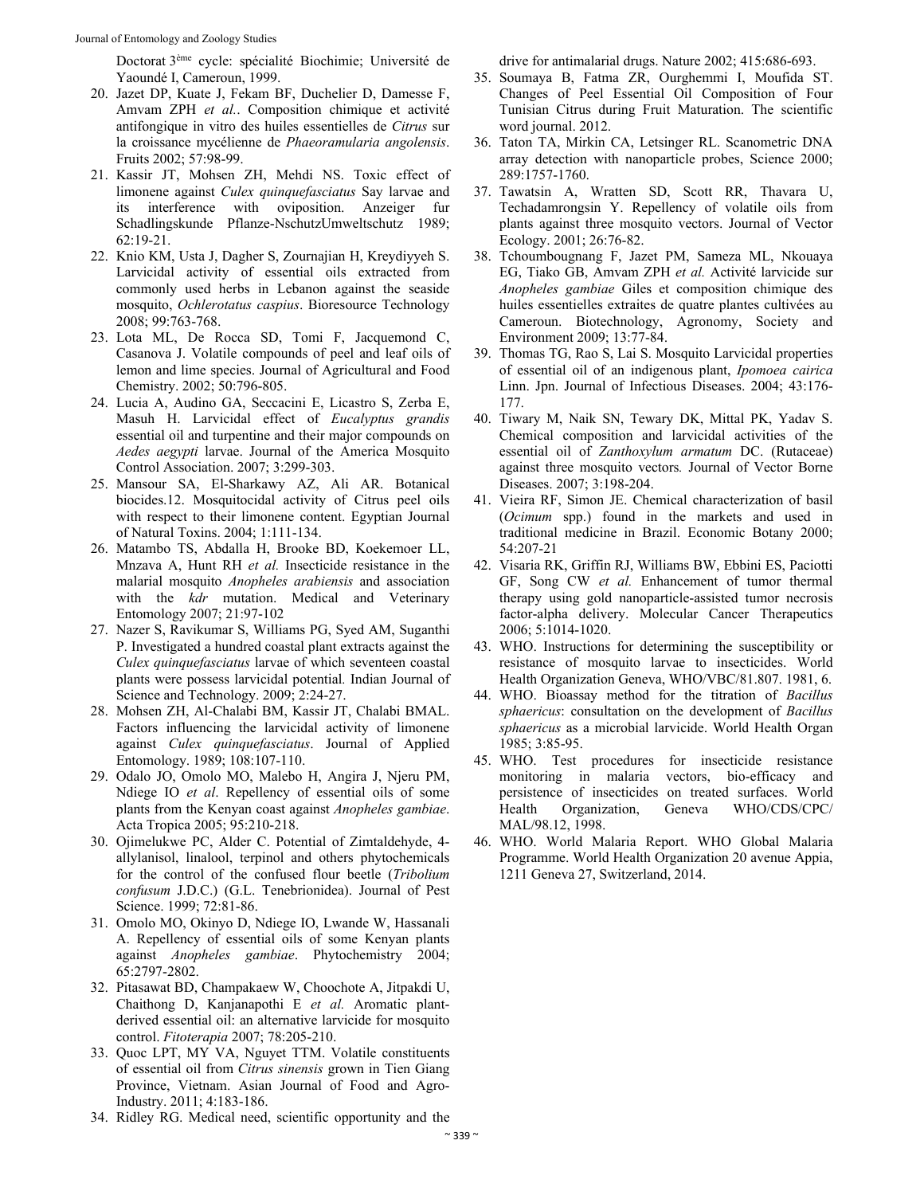Doctorat 3ème cycle: spécialité Biochimie; Université de Yaoundé I, Cameroun, 1999.

20. Jazet DP, Kuate J, Fekam BF, Duchelier D, Damesse F, Amvam ZPH *et al.*. Composition chimique et activité antifongique in vitro des huiles essentielles de *Citrus* sur la croissance mycélienne de *Phaeoramularia angolensis*. Fruits 2002; 57:98-99.
21. Kassir JT, Mohsen ZH, Mehdi NS. Toxic effect of limonene against *Culex quinquefasciatus* Say larvae and its interference with oviposition. Anzeiger fur Schadlingskunde Pflanze-NschutzUmweltschutz 1989; 62:19-21.
22. Knio KM, Usta J, Dagher S, Zournajian H, Kreydiyyeh S. Larvicidal activity of essential oils extracted from commonly used herbs in Lebanon against the seaside mosquito, *Ochlerotatus caspius*. Bioresource Technology 2008; 99:763-768.
23. Lota ML, De Rocca SD, Tomi F, Jacquemond C, Casanova J. Volatile compounds of peel and leaf oils of lemon and lime species. Journal of Agricultural and Food Chemistry. 2002; 50:796-805.
24. Lucia A, Audino GA, Seccacini E, Licastro S, Zerba E, Masuh H. Larvicidal effect of *Eucalyptus grandis* essential oil and turpentine and their major compounds on *Aedes aegypti* larvae. Journal of the America Mosquito Control Association. 2007; 3:299-303.
25. Mansour SA, El-Sharkawy AZ, Ali AR. Botanical biocides.12. Mosquitocidal activity of Citrus peel oils with respect to their limonene content. Egyptian Journal of Natural Toxins. 2004; 1:111-134.
26. Matambo TS, Abdalla H, Brooke BD, Koekemoer LL, Mnzava A, Hunt RH *et al.* Insecticide resistance in the malarial mosquito *Anopheles arabiensis* and association with the *kdr* mutation. Medical and Veterinary Entomology 2007; 21:97-102
27. Nazer S, Ravikumar S, Williams PG, Syed AM, Suganthi P. Investigated a hundred coastal plant extracts against the *Culex quinquefasciatus* larvae of which seventeen coastal plants were possess larvicidal potential. Indian Journal of Science and Technology. 2009; 2:24-27.
28. Mohsen ZH, Al-Chalabi BM, Kassir JT, Chalabi BMAL. Factors influencing the larvicidal activity of limonene against *Culex quinquefasciatus*. Journal of Applied Entomology. 1989; 108:107-110.
29. Odalo JO, Omolo MO, Malebo H, Angira J, Njeru PM, Ndiege IO *et al*. Repellency of essential oils of some plants from the Kenyan coast against *Anopheles gambiae*. Acta Tropica 2005; 95:210-218.
30. Ojimelukwe PC, Alder C. Potential of Zimtaldehyde, 4-allylanisol, linalool, terpinol and others phytochemicals for the control of the confused flour beetle (*Tribolium confusum* J.D.C.) (G.L. Tenebrionidea). Journal of Pest Science. 1999; 72:81-86.
31. Omolo MO, Okinyo D, Ndiege IO, Lwande W, Hassanali A. Repellency of essential oils of some Kenyan plants against *Anopheles gambiae*. Phytochemistry 2004; 65:2797-2802.
32. Pitasawat BD, Champakaew W, Choochote A, Jitpakdi U, Chaithong D, Kanjanapothi E *et al.* Aromatic plant-derived essential oil: an alternative larvicide for mosquito control. *Fitoterapia* 2007; 78:205-210.
33. Quoc LPT, MY VA, Nguyet TTM. Volatile constituents of essential oil from *Citrus sinensis* grown in Tien Giang Province, Vietnam. Asian Journal of Food and Agro-Industry. 2011; 4:183-186.
34. Ridley RG. Medical need, scientific opportunity and the drive for antimalarial drugs. Nature 2002; 415:686-693.
35. Soumaya B, Fatma ZR, Ourghemmi I, Moufida ST. Changes of Peel Essential Oil Composition of Four Tunisian Citrus during Fruit Maturation. The scientific word journal. 2012.
36. Taton TA, Mirkin CA, Letsinger RL. Scanometric DNA array detection with nanoparticle probes, Science 2000; 289:1757-1760.
37. Tawatsin A, Wratten SD, Scott RR, Thavara U, Techadamrongsin Y. Repellency of volatile oils from plants against three mosquito vectors. Journal of Vector Ecology. 2001; 26:76-82.
38. Tchoumbougnang F, Jazet PM, Sameza ML, Nkouaya EG, Tiako GB, Amvam ZPH *et al.* Activité larvicide sur *Anopheles gambiae* Giles et composition chimique des huiles essentielles extraites de quatre plantes cultivées au Cameroun. Biotechnology, Agronomy, Society and Environment 2009; 13:77-84.
39. Thomas TG, Rao S, Lai S. Mosquito Larvicidal properties of essential oil of an indigenous plant, *Ipomoea cairica* Linn. Jpn. Journal of Infectious Diseases. 2004; 43:176-177.
40. Tiwary M, Naik SN, Tewary DK, Mittal PK, Yadav S. Chemical composition and larvicidal activities of the essential oil of *Zanthoxylum armatum* DC. (Rutaceae) against three mosquito vectors*.* Journal of Vector Borne Diseases. 2007; 3:198-204.
41. Vieira RF, Simon JE. Chemical characterization of basil (*Ocimum* spp.) found in the markets and used in traditional medicine in Brazil. Economic Botany 2000; 54:207-21
42. Visaria RK, Griffin RJ, Williams BW, Ebbini ES, Paciotti GF, Song CW *et al.* Enhancement of tumor thermal therapy using gold nanoparticle-assisted tumor necrosis factor-alpha delivery. Molecular Cancer Therapeutics 2006; 5:1014-1020.
43. WHO. Instructions for determining the susceptibility or resistance of mosquito larvae to insecticides. World Health Organization Geneva, WHO/VBC/81.807. 1981, 6.
44. WHO. Bioassay method for the titration of *Bacillus sphaericus*: consultation on the development of *Bacillus sphaericus* as a microbial larvicide. World Health Organ 1985; 3:85-95.
45. WHO. Test procedures for insecticide resistance monitoring in malaria vectors, bio-efficacy and persistence of insecticides on treated surfaces. World Health Organization, Geneva WHO/CDS/CPC/MAL/98.12, 1998.
46. WHO. World Malaria Report. WHO Global Malaria Programme. World Health Organization 20 avenue Appia, 1211 Geneva 27, Switzerland, 2014.